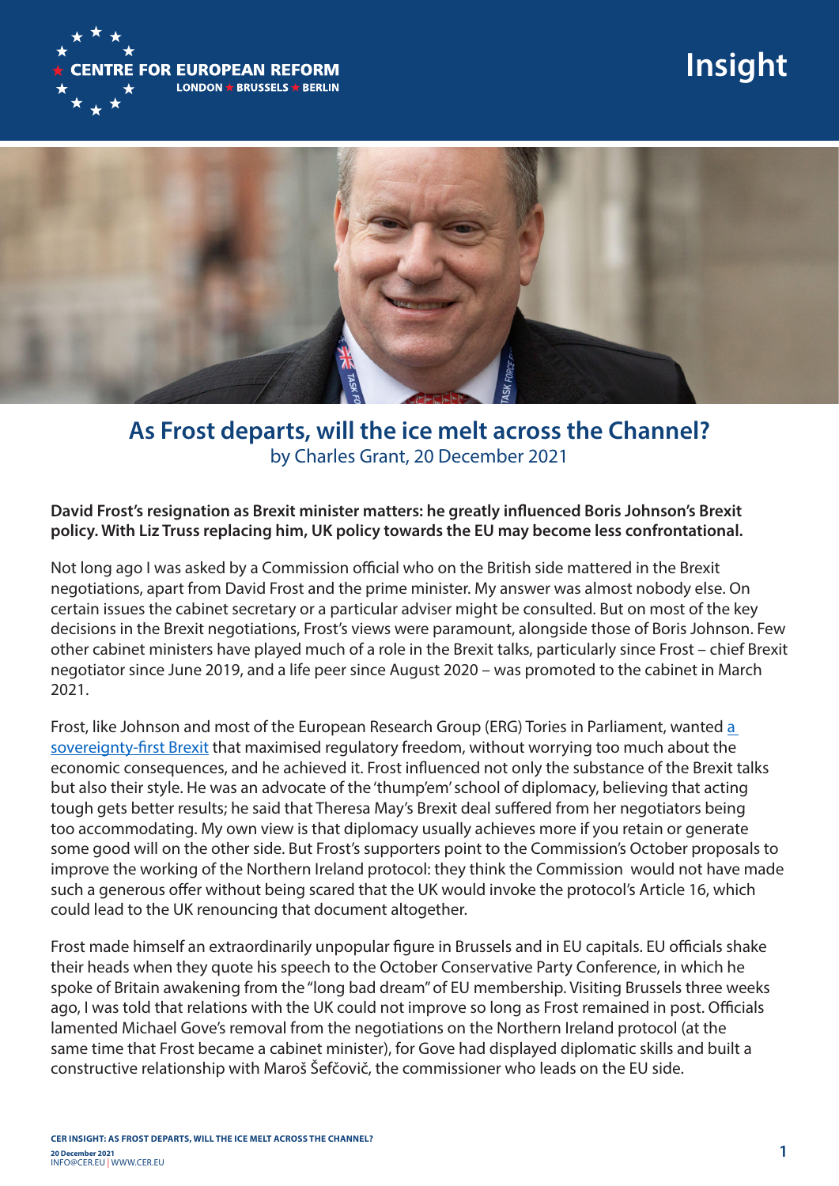CENTRE FOR EUROPEAN REFORM
LONDON ★ BRUSSELS ★ BERLIN

Insight

# As Frost departs, will the ice melt across the Channel?

by Charles Grant, 20 December 2021

**David Frost's resignation as Brexit minister matters: he greatly influenced Boris Johnson's Brexit policy. With Liz Truss replacing him, UK policy towards the EU may become less confrontational.**

Not long ago I was asked by a Commission official who on the British side mattered in the Brexit negotiations, apart from David Frost and the prime minister. My answer was almost nobody else. On certain issues the cabinet secretary or a particular adviser might be consulted. But on most of the key decisions in the Brexit negotiations, Frost's views were paramount, alongside those of Boris Johnson. Few other cabinet ministers have played much of a role in the Brexit talks, particularly since Frost – chief Brexit negotiator since June 2019, and a life peer since August 2020 – was promoted to the cabinet in March 2021.

Frost, like Johnson and most of the European Research Group (ERG) Tories in Parliament, wanted a sovereignty-first Brexit that maximised regulatory freedom, without worrying too much about the economic consequences, and he achieved it. Frost influenced not only the substance of the Brexit talks but also their style. He was an advocate of the 'thump'em' school of diplomacy, believing that acting tough gets better results; he said that Theresa May's Brexit deal suffered from her negotiators being too accommodating. My own view is that diplomacy usually achieves more if you retain or generate some good will on the other side. But Frost's supporters point to the Commission's October proposals to improve the working of the Northern Ireland protocol: they think the Commission would not have made such a generous offer without being scared that the UK would invoke the protocol's Article 16, which could lead to the UK renouncing that document altogether.

Frost made himself an extraordinarily unpopular figure in Brussels and in EU capitals. EU officials shake their heads when they quote his speech to the October Conservative Party Conference, in which he spoke of Britain awakening from the "long bad dream" of EU membership. Visiting Brussels three weeks ago, I was told that relations with the UK could not improve so long as Frost remained in post. Officials lamented Michael Gove's removal from the negotiations on the Northern Ireland protocol (at the same time that Frost became a cabinet minister), for Gove had displayed diplomatic skills and built a constructive relationship with Maroš Šefčovič, the commissioner who leads on the EU side.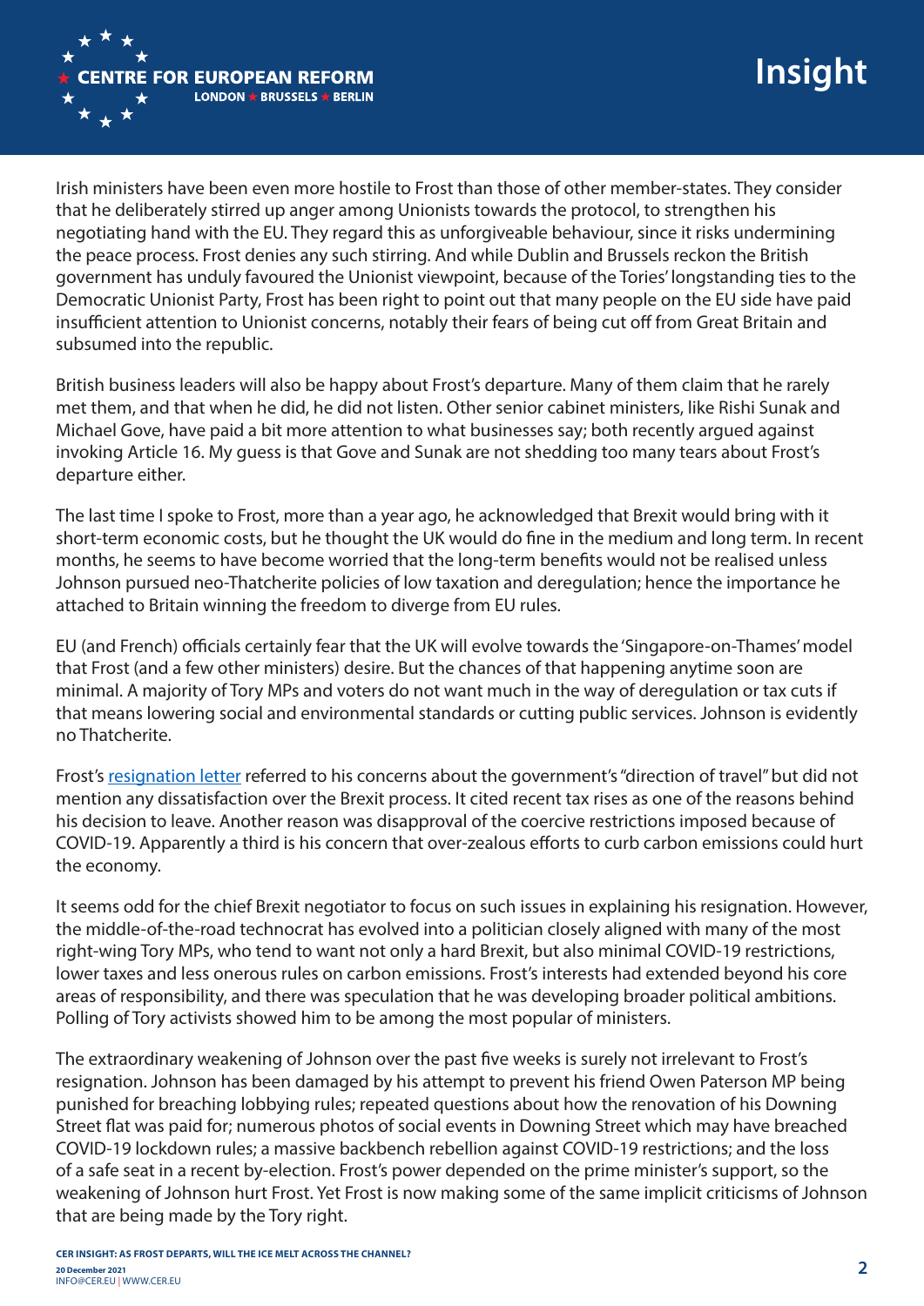Irish ministers have been even more hostile to Frost than those of other member-states. They consider that he deliberately stirred up anger among Unionists towards the protocol, to strengthen his negotiating hand with the EU. They regard this as unforgiveable behaviour, since it risks undermining the peace process. Frost denies any such stirring. And while Dublin and Brussels reckon the British government has unduly favoured the Unionist viewpoint, because of the Tories' longstanding ties to the Democratic Unionist Party, Frost has been right to point out that many people on the EU side have paid insufficient attention to Unionist concerns, notably their fears of being cut off from Great Britain and subsumed into the republic.

British business leaders will also be happy about Frost's departure. Many of them claim that he rarely met them, and that when he did, he did not listen. Other senior cabinet ministers, like Rishi Sunak and Michael Gove, have paid a bit more attention to what businesses say; both recently argued against invoking Article 16. My guess is that Gove and Sunak are not shedding too many tears about Frost's departure either.

The last time I spoke to Frost, more than a year ago, he acknowledged that Brexit would bring with it short-term economic costs, but he thought the UK would do fine in the medium and long term. In recent months, he seems to have become worried that the long-term benefits would not be realised unless Johnson pursued neo-Thatcherite policies of low taxation and deregulation; hence the importance he attached to Britain winning the freedom to diverge from EU rules.

EU (and French) officials certainly fear that the UK will evolve towards the 'Singapore-on-Thames' model that Frost (and a few other ministers) desire. But the chances of that happening anytime soon are minimal. A majority of Tory MPs and voters do not want much in the way of deregulation or tax cuts if that means lowering social and environmental standards or cutting public services. Johnson is evidently no Thatcherite.

Frost's resignation letter referred to his concerns about the government's "direction of travel" but did not mention any dissatisfaction over the Brexit process. It cited recent tax rises as one of the reasons behind his decision to leave. Another reason was disapproval of the coercive restrictions imposed because of COVID-19. Apparently a third is his concern that over-zealous efforts to curb carbon emissions could hurt the economy.

It seems odd for the chief Brexit negotiator to focus on such issues in explaining his resignation. However, the middle-of-the-road technocrat has evolved into a politician closely aligned with many of the most right-wing Tory MPs, who tend to want not only a hard Brexit, but also minimal COVID-19 restrictions, lower taxes and less onerous rules on carbon emissions. Frost's interests had extended beyond his core areas of responsibility, and there was speculation that he was developing broader political ambitions. Polling of Tory activists showed him to be among the most popular of ministers.

The extraordinary weakening of Johnson over the past five weeks is surely not irrelevant to Frost's resignation. Johnson has been damaged by his attempt to prevent his friend Owen Paterson MP being punished for breaching lobbying rules; repeated questions about how the renovation of his Downing Street flat was paid for; numerous photos of social events in Downing Street which may have breached COVID-19 lockdown rules; a massive backbench rebellion against COVID-19 restrictions; and the loss of a safe seat in a recent by-election. Frost's power depended on the prime minister's support, so the weakening of Johnson hurt Frost. Yet Frost is now making some of the same implicit criticisms of Johnson that are being made by the Tory right.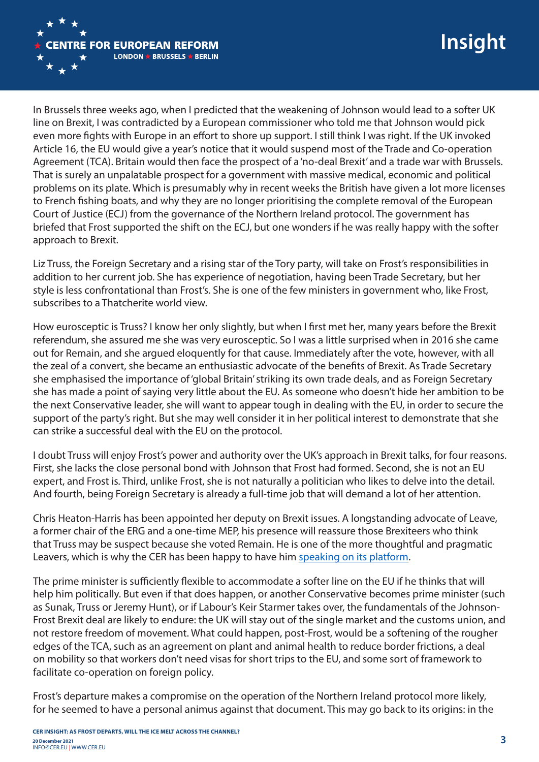In Brussels three weeks ago, when I predicted that the weakening of Johnson would lead to a softer UK line on Brexit, I was contradicted by a European commissioner who told me that Johnson would pick even more fights with Europe in an effort to shore up support. I still think I was right. If the UK invoked Article 16, the EU would give a year's notice that it would suspend most of the Trade and Co-operation Agreement (TCA). Britain would then face the prospect of a 'no-deal Brexit' and a trade war with Brussels. That is surely an unpalatable prospect for a government with massive medical, economic and political problems on its plate. Which is presumably why in recent weeks the British have given a lot more licenses to French fishing boats, and why they are no longer prioritising the complete removal of the European Court of Justice (ECJ) from the governance of the Northern Ireland protocol. The government has briefed that Frost supported the shift on the ECJ, but one wonders if he was really happy with the softer approach to Brexit.

Liz Truss, the Foreign Secretary and a rising star of the Tory party, will take on Frost's responsibilities in addition to her current job. She has experience of negotiation, having been Trade Secretary, but her style is less confrontational than Frost's. She is one of the few ministers in government who, like Frost, subscribes to a Thatcherite world view.

How eurosceptic is Truss? I know her only slightly, but when I first met her, many years before the Brexit referendum, she assured me she was very eurosceptic. So I was a little surprised when in 2016 she came out for Remain, and she argued eloquently for that cause. Immediately after the vote, however, with all the zeal of a convert, she became an enthusiastic advocate of the benefits of Brexit. As Trade Secretary she emphasised the importance of 'global Britain' striking its own trade deals, and as Foreign Secretary she has made a point of saying very little about the EU. As someone who doesn't hide her ambition to be the next Conservative leader, she will want to appear tough in dealing with the EU, in order to secure the support of the party's right. But she may well consider it in her political interest to demonstrate that she can strike a successful deal with the EU on the protocol.

I doubt Truss will enjoy Frost's power and authority over the UK's approach in Brexit talks, for four reasons. First, she lacks the close personal bond with Johnson that Frost had formed. Second, she is not an EU expert, and Frost is. Third, unlike Frost, she is not naturally a politician who likes to delve into the detail. And fourth, being Foreign Secretary is already a full-time job that will demand a lot of her attention.

Chris Heaton-Harris has been appointed her deputy on Brexit issues. A longstanding advocate of Leave, a former chair of the ERG and a one-time MEP, his presence will reassure those Brexiteers who think that Truss may be suspect because she voted Remain. He is one of the more thoughtful and pragmatic Leavers, which is why the CER has been happy to have him speaking on its platform.

The prime minister is sufficiently flexible to accommodate a softer line on the EU if he thinks that will help him politically. But even if that does happen, or another Conservative becomes prime minister (such as Sunak, Truss or Jeremy Hunt), or if Labour's Keir Starmer takes over, the fundamentals of the Johnson-Frost Brexit deal are likely to endure: the UK will stay out of the single market and the customs union, and not restore freedom of movement. What could happen, post-Frost, would be a softening of the rougher edges of the TCA, such as an agreement on plant and animal health to reduce border frictions, a deal on mobility so that workers don't need visas for short trips to the EU, and some sort of framework to facilitate co-operation on foreign policy.

Frost's departure makes a compromise on the operation of the Northern Ireland protocol more likely, for he seemed to have a personal animus against that document. This may go back to its origins: in the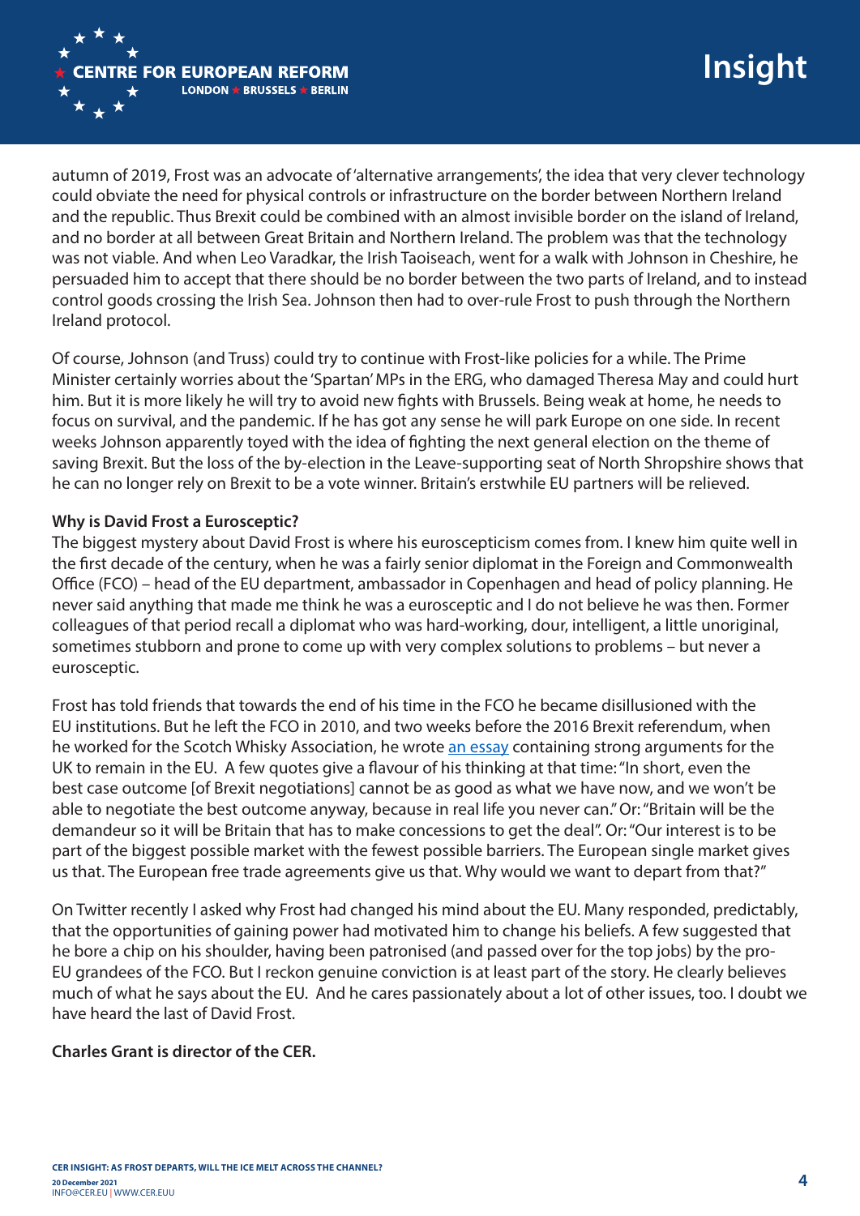autumn of 2019, Frost was an advocate of 'alternative arrangements', the idea that very clever technology could obviate the need for physical controls or infrastructure on the border between Northern Ireland and the republic. Thus Brexit could be combined with an almost invisible border on the island of Ireland, and no border at all between Great Britain and Northern Ireland. The problem was that the technology was not viable. And when Leo Varadkar, the Irish Taoiseach, went for a walk with Johnson in Cheshire, he persuaded him to accept that there should be no border between the two parts of Ireland, and to instead control goods crossing the Irish Sea. Johnson then had to over-rule Frost to push through the Northern Ireland protocol.

Of course, Johnson (and Truss) could try to continue with Frost-like policies for a while. The Prime Minister certainly worries about the 'Spartan' MPs in the ERG, who damaged Theresa May and could hurt him. But it is more likely he will try to avoid new fights with Brussels. Being weak at home, he needs to focus on survival, and the pandemic. If he has got any sense he will park Europe on one side. In recent weeks Johnson apparently toyed with the idea of fighting the next general election on the theme of saving Brexit. But the loss of the by-election in the Leave-supporting seat of North Shropshire shows that he can no longer rely on Brexit to be a vote winner. Britain's erstwhile EU partners will be relieved.

**Why is David Frost a Eurosceptic?**

The biggest mystery about David Frost is where his euroscepticism comes from. I knew him quite well in the first decade of the century, when he was a fairly senior diplomat in the Foreign and Commonwealth Office (FCO) – head of the EU department, ambassador in Copenhagen and head of policy planning. He never said anything that made me think he was a eurosceptic and I do not believe he was then. Former colleagues of that period recall a diplomat who was hard-working, dour, intelligent, a little unoriginal, sometimes stubborn and prone to come up with very complex solutions to problems – but never a eurosceptic.

Frost has told friends that towards the end of his time in the FCO he became disillusioned with the EU institutions. But he left the FCO in 2010, and two weeks before the 2016 Brexit referendum, when he worked for the Scotch Whisky Association, he wrote an essay containing strong arguments for the UK to remain in the EU. A few quotes give a flavour of his thinking at that time: "In short, even the best case outcome [of Brexit negotiations] cannot be as good as what we have now, and we won't be able to negotiate the best outcome anyway, because in real life you never can." Or: "Britain will be the demandeur so it will be Britain that has to make concessions to get the deal". Or: "Our interest is to be part of the biggest possible market with the fewest possible barriers. The European single market gives us that. The European free trade agreements give us that. Why would we want to depart from that?"

On Twitter recently I asked why Frost had changed his mind about the EU. Many responded, predictably, that the opportunities of gaining power had motivated him to change his beliefs. A few suggested that he bore a chip on his shoulder, having been patronised (and passed over for the top jobs) by the pro-EU grandees of the FCO. But I reckon genuine conviction is at least part of the story. He clearly believes much of what he says about the EU. And he cares passionately about a lot of other issues, too. I doubt we have heard the last of David Frost.

**Charles Grant is director of the CER.**